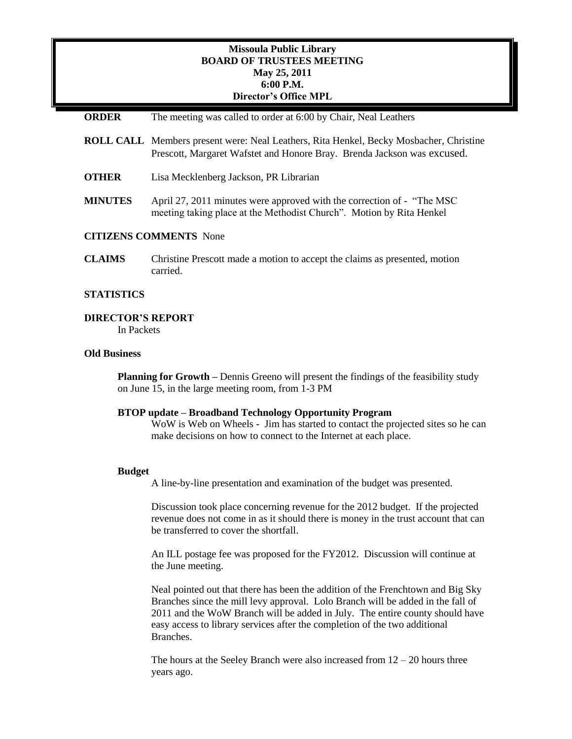**Missoula Public Library**
**BOARD OF TRUSTEES MEETING**
**May 25, 2011**
**6:00 P.M.**
**Director's Office MPL**

**ORDER** The meeting was called to order at 6:00 by Chair, Neal Leathers

**ROLL CALL** Members present were: Neal Leathers, Rita Henkel, Becky Mosbacher, Christine Prescott, Margaret Wafstet and Honore Bray. Brenda Jackson was excused.

**OTHER** Lisa Mecklenberg Jackson, PR Librarian

**MINUTES** April 27, 2011 minutes were approved with the correction of - "The MSC meeting taking place at the Methodist Church". Motion by Rita Henkel

**CITIZENS COMMENTS** None

**CLAIMS** Christine Prescott made a motion to accept the claims as presented, motion carried.

**STATISTICS**

**DIRECTOR'S REPORT**

In Packets

**Old Business**

**Planning for Growth –** Dennis Greeno will present the findings of the feasibility study on June 15, in the large meeting room, from 1-3 PM

**BTOP update – Broadband Technology Opportunity Program**

WoW is Web on Wheels - Jim has started to contact the projected sites so he can make decisions on how to connect to the Internet at each place.

**Budget**

A line-by-line presentation and examination of the budget was presented.

Discussion took place concerning revenue for the 2012 budget. If the projected revenue does not come in as it should there is money in the trust account that can be transferred to cover the shortfall.

An ILL postage fee was proposed for the FY2012. Discussion will continue at the June meeting.

Neal pointed out that there has been the addition of the Frenchtown and Big Sky Branches since the mill levy approval. Lolo Branch will be added in the fall of 2011 and the WoW Branch will be added in July. The entire county should have easy access to library services after the completion of the two additional Branches.

The hours at the Seeley Branch were also increased from 12 – 20 hours three years ago.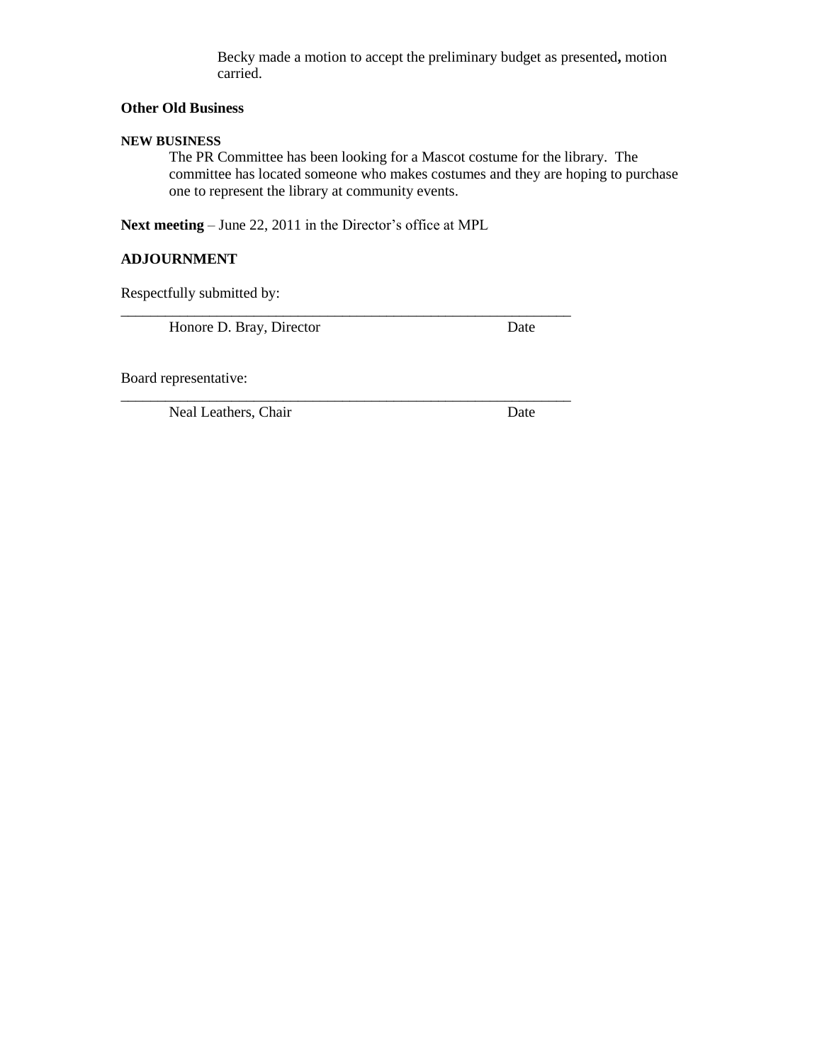Becky made a motion to accept the preliminary budget as presented**,** motion carried.

**Other Old Business**

**NEW BUSINESS**

The PR Committee has been looking for a Mascot costume for the library. The committee has located someone who makes costumes and they are hoping to purchase one to represent the library at community events.

**Next meeting** – June 22, 2011 in the Director's office at MPL

**ADJOURNMENT**

Respectfully submitted by:

\_\_\_\_\_\_\_\_\_\_\_\_\_\_\_\_\_\_\_\_\_\_\_\_\_\_\_\_\_\_\_\_\_\_\_\_\_\_\_\_\_\_\_\_\_\_\_\_\_\_\_\_\_\_\_\_\_\_\_\_

Honore D. Bray, Director    Date

Board representative:

\_\_\_\_\_\_\_\_\_\_\_\_\_\_\_\_\_\_\_\_\_\_\_\_\_\_\_\_\_\_\_\_\_\_\_\_\_\_\_\_\_\_\_\_\_\_\_\_\_\_\_\_\_\_\_\_\_\_\_\_

Neal Leathers, Chair    Date